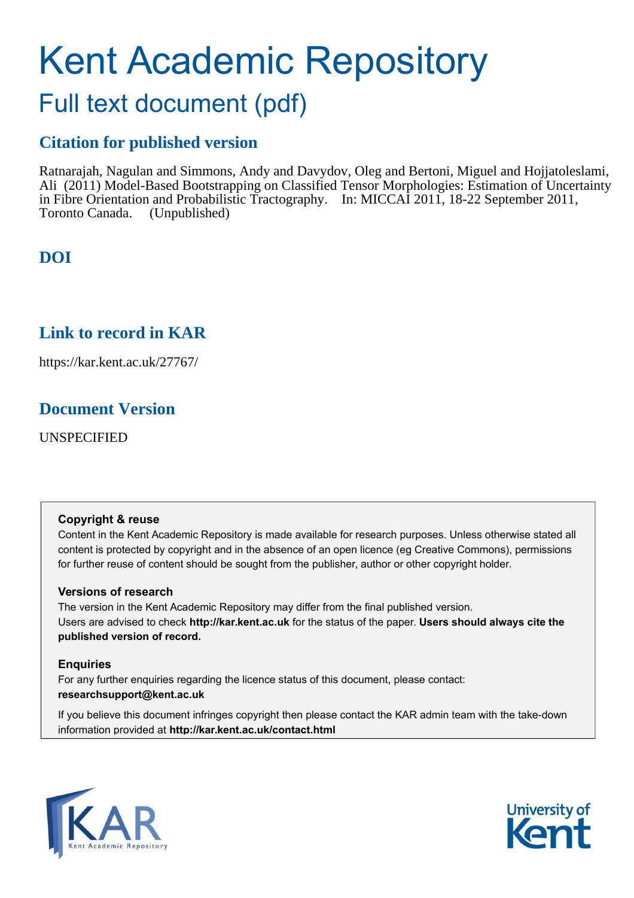# Kent Academic Repository

## Full text document (pdf)

### Citation for published version

Ratnarajah, Nagulan and Simmons, Andy and Davydov, Oleg and Bertoni, Miguel and Hojjatoleslami, Ali (2011) Model-Based Bootstrapping on Classified Tensor Morphologies: Estimation of Uncertainty in Fibre Orientation and Probabilistic Tractography. In: MICCAI 2011, 18-22 September 2011, Toronto Canada. (Unpublished)

### DOI

### Link to record in KAR

https://kar.kent.ac.uk/27767/

### Document Version

UNSPECIFIED

**Copyright & reuse**

Content in the Kent Academic Repository is made available for research purposes. Unless otherwise stated all content is protected by copyright and in the absence of an open licence (eg Creative Commons), permissions for further reuse of content should be sought from the publisher, author or other copyright holder.

**Versions of research**

The version in the Kent Academic Repository may differ from the final published version.
Users are advised to check **http://kar.kent.ac.uk** for the status of the paper. **Users should always cite the published version of record.**

**Enquiries**

For any further enquiries regarding the licence status of this document, please contact:
**researchsupport@kent.ac.uk**

If you believe this document infringes copyright then please contact the KAR admin team with the take-down information provided at **http://kar.kent.ac.uk/contact.html**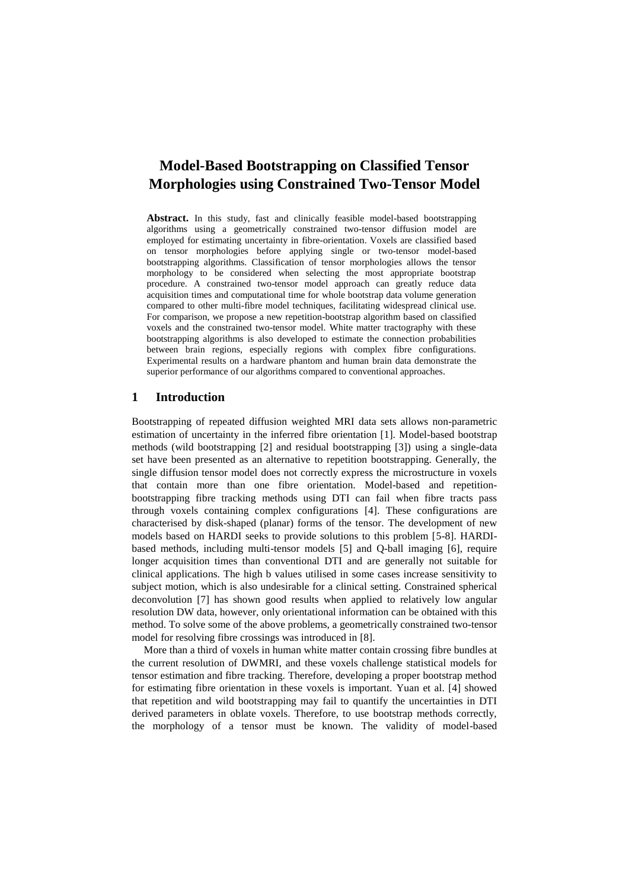# Model-Based Bootstrapping on Classified Tensor Morphologies using Constrained Two-Tensor Model

**Abstract.** In this study, fast and clinically feasible model-based bootstrapping algorithms using a geometrically constrained two-tensor diffusion model are employed for estimating uncertainty in fibre-orientation. Voxels are classified based on tensor morphologies before applying single or two-tensor model-based bootstrapping algorithms. Classification of tensor morphologies allows the tensor morphology to be considered when selecting the most appropriate bootstrap procedure. A constrained two-tensor model approach can greatly reduce data acquisition times and computational time for whole bootstrap data volume generation compared to other multi-fibre model techniques, facilitating widespread clinical use. For comparison, we propose a new repetition-bootstrap algorithm based on classified voxels and the constrained two-tensor model. White matter tractography with these bootstrapping algorithms is also developed to estimate the connection probabilities between brain regions, especially regions with complex fibre configurations. Experimental results on a hardware phantom and human brain data demonstrate the superior performance of our algorithms compared to conventional approaches.

## 1 Introduction

Bootstrapping of repeated diffusion weighted MRI data sets allows non-parametric estimation of uncertainty in the inferred fibre orientation [1]. Model-based bootstrap methods (wild bootstrapping [2] and residual bootstrapping [3]) using a single-data set have been presented as an alternative to repetition bootstrapping. Generally, the single diffusion tensor model does not correctly express the microstructure in voxels that contain more than one fibre orientation. Model-based and repetition-bootstrapping fibre tracking methods using DTI can fail when fibre tracts pass through voxels containing complex configurations [4]. These configurations are characterised by disk-shaped (planar) forms of the tensor. The development of new models based on HARDI seeks to provide solutions to this problem [5-8]. HARDI-based methods, including multi-tensor models [5] and Q-ball imaging [6], require longer acquisition times than conventional DTI and are generally not suitable for clinical applications. The high b values utilised in some cases increase sensitivity to subject motion, which is also undesirable for a clinical setting. Constrained spherical deconvolution [7] has shown good results when applied to relatively low angular resolution DW data, however, only orientational information can be obtained with this method. To solve some of the above problems, a geometrically constrained two-tensor model for resolving fibre crossings was introduced in [8].

More than a third of voxels in human white matter contain crossing fibre bundles at the current resolution of DWMRI, and these voxels challenge statistical models for tensor estimation and fibre tracking. Therefore, developing a proper bootstrap method for estimating fibre orientation in these voxels is important. Yuan et al. [4] showed that repetition and wild bootstrapping may fail to quantify the uncertainties in DTI derived parameters in oblate voxels. Therefore, to use bootstrap methods correctly, the morphology of a tensor must be known. The validity of model-based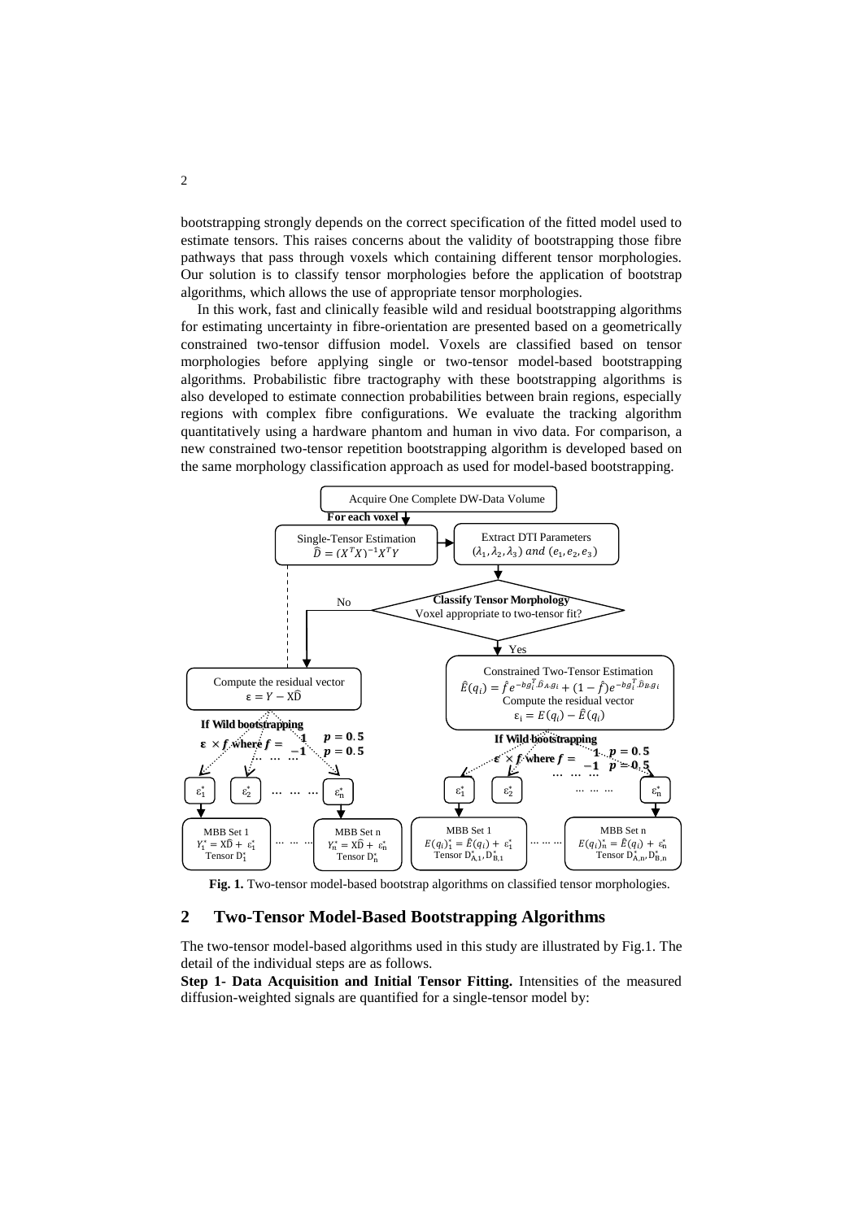bootstrapping strongly depends on the correct specification of the fitted model used to estimate tensors. This raises concerns about the validity of bootstrapping those fibre pathways that pass through voxels which containing different tensor morphologies. Our solution is to classify tensor morphologies before the application of bootstrap algorithms, which allows the use of appropriate tensor morphologies.

In this work, fast and clinically feasible wild and residual bootstrapping algorithms for estimating uncertainty in fibre-orientation are presented based on a geometrically constrained two-tensor diffusion model. Voxels are classified based on tensor morphologies before applying single or two-tensor model-based bootstrapping algorithms. Probabilistic fibre tractography with these bootstrapping algorithms is also developed to estimate connection probabilities between brain regions, especially regions with complex fibre configurations. We evaluate the tracking algorithm quantitatively using a hardware phantom and human in vivo data. For comparison, a new constrained two-tensor repetition bootstrapping algorithm is developed based on the same morphology classification approach as used for model-based bootstrapping.

**Fig. 1.** Two-tensor model-based bootstrap algorithms on classified tensor morphologies.

## 2 Two-Tensor Model-Based Bootstrapping Algorithms

The two-tensor model-based algorithms used in this study are illustrated by Fig.1. The detail of the individual steps are as follows.

**Step 1- Data Acquisition and Initial Tensor Fitting.** Intensities of the measured diffusion-weighted signals are quantified for a single-tensor model by: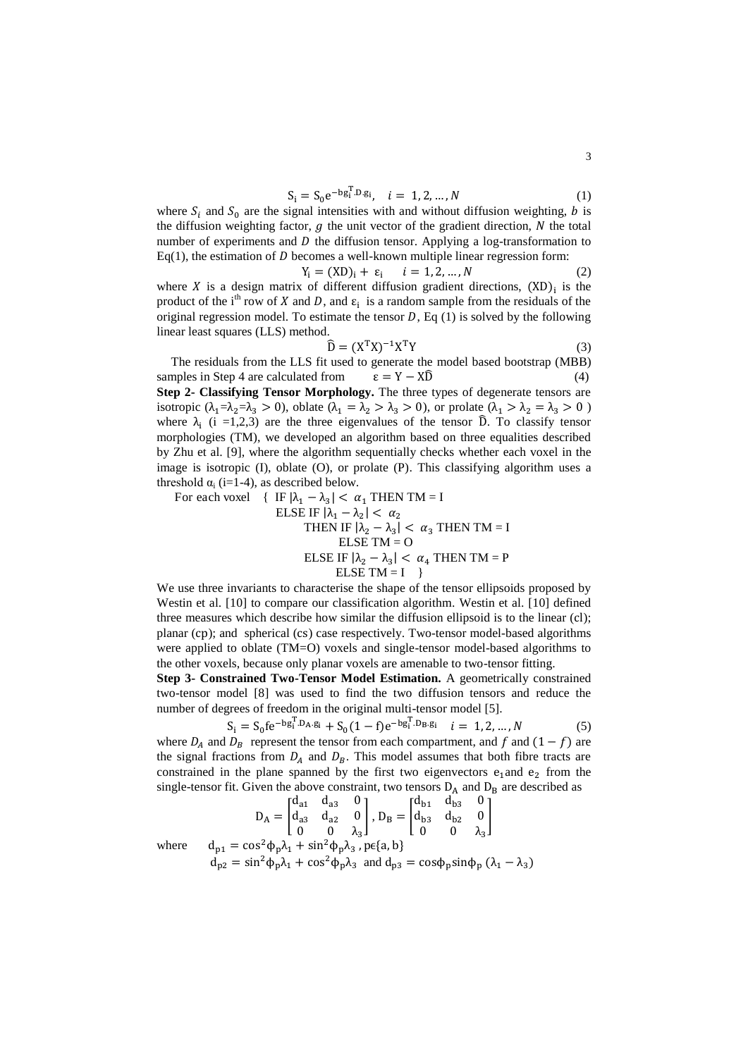$$S_i = S_0 e^{-b g_i^T . D . g_i}, \quad i = 1, 2, \ldots, N \tag{1}$$

where $S_i$ and $S_0$ are the signal intensities with and without diffusion weighting, $b$ is the diffusion weighting factor, $g$ the unit vector of the gradient direction, $N$ the total number of experiments and $D$ the diffusion tensor. Applying a log-transformation to Eq(1), the estimation of $D$ becomes a well-known multiple linear regression form:

$$Y_i = (XD)_i + \varepsilon_i \quad i = 1, 2, \ldots, N \tag{2}$$

where $X$ is a design matrix of different diffusion gradient directions, $(XD)_i$ is the product of the i[th] row of $X$ and $D$, and $\varepsilon_i$ is a random sample from the residuals of the original regression model. To estimate the tensor $D$, Eq (1) is solved by the following linear least squares (LLS) method.

$$\widehat{D} = (X^T X)^{-1} X^T Y \tag{3}$$

The residuals from the LLS fit used to generate the model based bootstrap (MBB) samples in Step 4 are calculated from $\varepsilon = Y - X\widehat{D}$ (4)

**Step 2- Classifying Tensor Morphology.** The three types of degenerate tensors are isotropic ($\lambda_1 = \lambda_2 = \lambda_3 > 0$), oblate ($\lambda_1 = \lambda_2 > \lambda_3 > 0$), or prolate ($\lambda_1 > \lambda_2 = \lambda_3 > 0$) where $\lambda_i$ (i =1,2,3) are the three eigenvalues of the tensor $\widehat{D}$. To classify tensor morphologies (TM), we developed an algorithm based on three equalities described by Zhu et al. [9], where the algorithm sequentially checks whether each voxel in the image is isotropic (I), oblate (O), or prolate (P). This classifying algorithm uses a threshold $\alpha_i$ (i=1-4), as described below.

For each voxel { IF $|\lambda_1 - \lambda_3| < \alpha_1$ THEN TM = I
ELSE IF $|\lambda_1 - \lambda_2| < \alpha_2$
THEN IF $|\lambda_2 - \lambda_3| < \alpha_3$ THEN TM = I
ELSE TM = O
ELSE IF $|\lambda_2 - \lambda_3| < \alpha_4$ THEN TM = P
ELSE TM = I }

We use three invariants to characterise the shape of the tensor ellipsoids proposed by Westin et al. [10] to compare our classification algorithm. Westin et al. [10] defined three measures which describe how similar the diffusion ellipsoid is to the linear (cl); planar (cp); and spherical (cs) case respectively. Two-tensor model-based algorithms were applied to oblate (TM=O) voxels and single-tensor model-based algorithms to the other voxels, because only planar voxels are amenable to two-tensor fitting.

**Step 3- Constrained Two-Tensor Model Estimation.** A geometrically constrained two-tensor model [8] was used to find the two diffusion tensors and reduce the number of degrees of freedom in the original multi-tensor model [5].

$$S_i = S_0 f e^{-b g_i^T . D_A . g_i} + S_0 (1 - f) e^{-b g_i^T . D_B . g_i} \quad i = 1, 2, \ldots, N \tag{5}$$

where $D_A$ and $D_B$ represent the tensor from each compartment, and $f$ and $(1 - f)$ are the signal fractions from $D_A$ and $D_B$. This model assumes that both fibre tracts are constrained in the plane spanned by the first two eigenvectors $e_1$ and $e_2$ from the single-tensor fit. Given the above constraint, two tensors $D_A$ and $D_B$ are described as

$$D_A = \begin{bmatrix} d_{a1} & d_{a3} & 0 \\ d_{a3} & d_{a2} & 0 \\ 0 & 0 & \lambda_3 \end{bmatrix}, D_B = \begin{bmatrix} d_{b1} & d_{b3} & 0 \\ d_{b3} & d_{b2} & 0 \\ 0 & 0 & \lambda_3 \end{bmatrix}$$

where $d_{p1} = \cos^2\phi_p \lambda_1 + \sin^2\phi_p \lambda_3$, $p \in \{a, b\}$

$d_{p2} = \sin^2\phi_p \lambda_1 + \cos^2\phi_p \lambda_3$ and $d_{p3} = \cos\phi_p \sin\phi_p (\lambda_1 - \lambda_3)$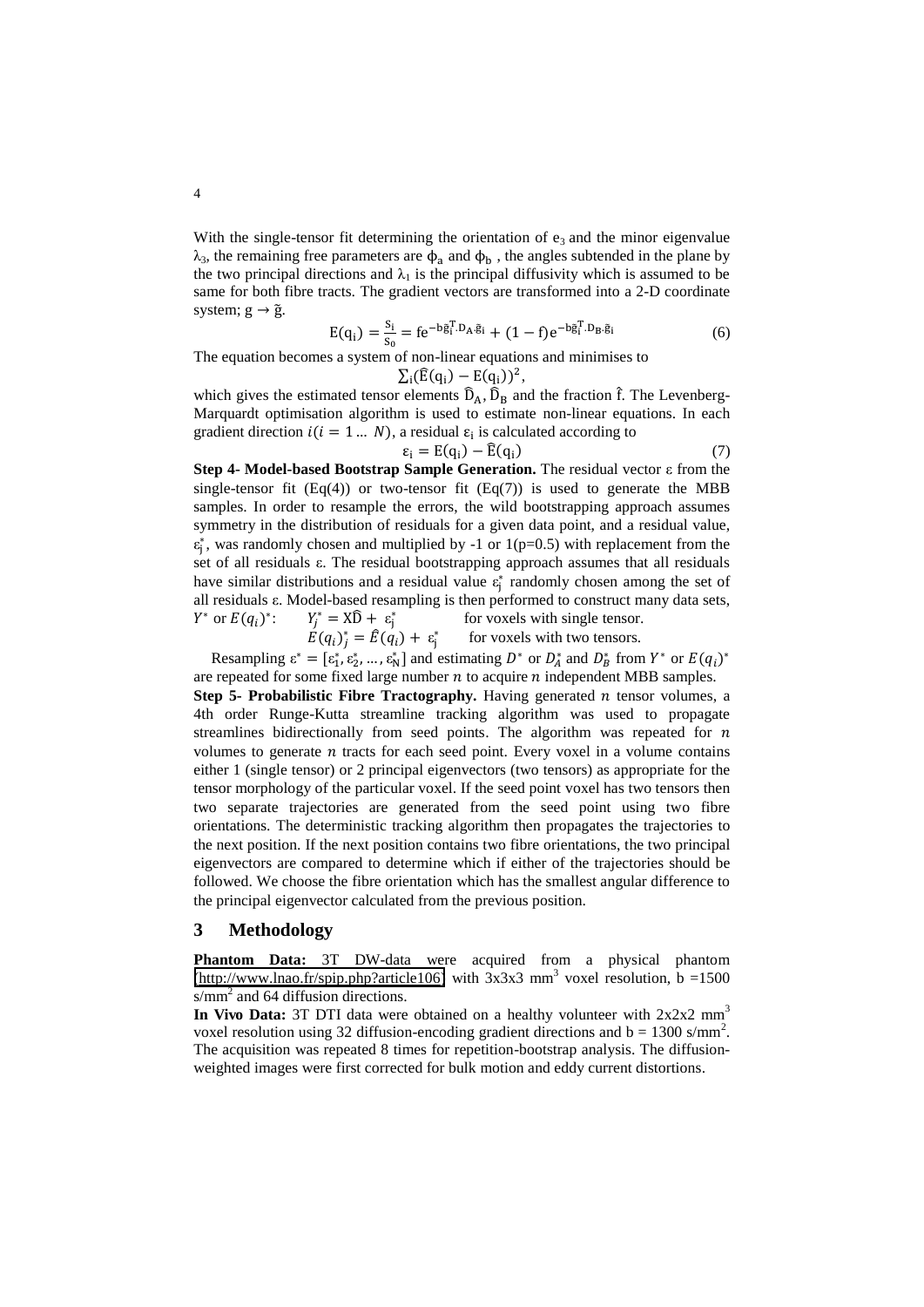With the single-tensor fit determining the orientation of $e_3$ and the minor eigenvalue $\lambda_3$, the remaining free parameters are $\phi_a$ and $\phi_b$ , the angles subtended in the plane by the two principal directions and $\lambda_1$ is the principal diffusivity which is assumed to be same for both fibre tracts. The gradient vectors are transformed into a 2-D coordinate system; $g \rightarrow \tilde{g}$.

$$E(q_i) = \frac{S_i}{S_0} = f e^{-b\tilde{g}_i^T . D_A . \tilde{g}_i} + (1-f) e^{-b\tilde{g}_i^T . D_B . \tilde{g}_i} \tag{6}$$

The equation becomes a system of non-linear equations and minimises to

$$\sum_i (\hat{E}(q_i) - E(q_i))^2,$$

which gives the estimated tensor elements $\hat{D}_A$, $\hat{D}_B$ and the fraction $\hat{f}$. The Levenberg-Marquardt optimisation algorithm is used to estimate non-linear equations. In each gradient direction $i (i = 1 \dots N)$, a residual $\varepsilon_i$ is calculated according to

$$\varepsilon_i = E(q_i) - \hat{E}(q_i) \tag{7}$$

**Step 4- Model-based Bootstrap Sample Generation.** The residual vector $\varepsilon$ from the single-tensor fit (Eq(4)) or two-tensor fit (Eq(7)) is used to generate the MBB samples. In order to resample the errors, the wild bootstrapping approach assumes symmetry in the distribution of residuals for a given data point, and a residual value, $\varepsilon_j^*$, was randomly chosen and multiplied by -1 or 1(p=0.5) with replacement from the set of all residuals $\varepsilon$. The residual bootstrapping approach assumes that all residuals have similar distributions and a residual value $\varepsilon_j^*$ randomly chosen among the set of all residuals $\varepsilon$. Model-based resampling is then performed to construct many data sets, $Y^*$ or $E(q_i)^*$:

$$Y_j^* = X\hat{D} + \varepsilon_j^* \qquad \text{for voxels with single tensor.}$$

$$E(q_i)_j^* = \hat{E}(q_i) + \varepsilon_j^* \qquad \text{for voxels with two tensors.}$$

Resampling $\varepsilon^* = [\varepsilon_1^*, \varepsilon_2^*, \dots, \varepsilon_N^*]$ and estimating $D^*$ or $D_A^*$ and $D_B^*$ from $Y^*$ or $E(q_i)^*$ are repeated for some fixed large number $n$ to acquire $n$ independent MBB samples.

**Step 5- Probabilistic Fibre Tractography.** Having generated $n$ tensor volumes, a 4th order Runge-Kutta streamline tracking algorithm was used to propagate streamlines bidirectionally from seed points. The algorithm was repeated for $n$ volumes to generate $n$ tracts for each seed point. Every voxel in a volume contains either 1 (single tensor) or 2 principal eigenvectors (two tensors) as appropriate for the tensor morphology of the particular voxel. If the seed point voxel has two tensors then two separate trajectories are generated from the seed point using two fibre orientations. The deterministic tracking algorithm then propagates the trajectories to the next position. If the next position contains two fibre orientations, the two principal eigenvectors are compared to determine which if either of the trajectories should be followed. We choose the fibre orientation which has the smallest angular difference to the principal eigenvector calculated from the previous position.

## 3 Methodology

**Phantom Data:** 3T DW-data were acquired from a physical phantom (http://www.lnao.fr/spip.php?article106) with 3x3x3 mm$^3$ voxel resolution, b =1500 s/mm$^2$ and 64 diffusion directions.

**In Vivo Data:** 3T DTI data were obtained on a healthy volunteer with 2x2x2 mm$^3$ voxel resolution using 32 diffusion-encoding gradient directions and b = 1300 s/mm$^2$. The acquisition was repeated 8 times for repetition-bootstrap analysis. The diffusion-weighted images were first corrected for bulk motion and eddy current distortions.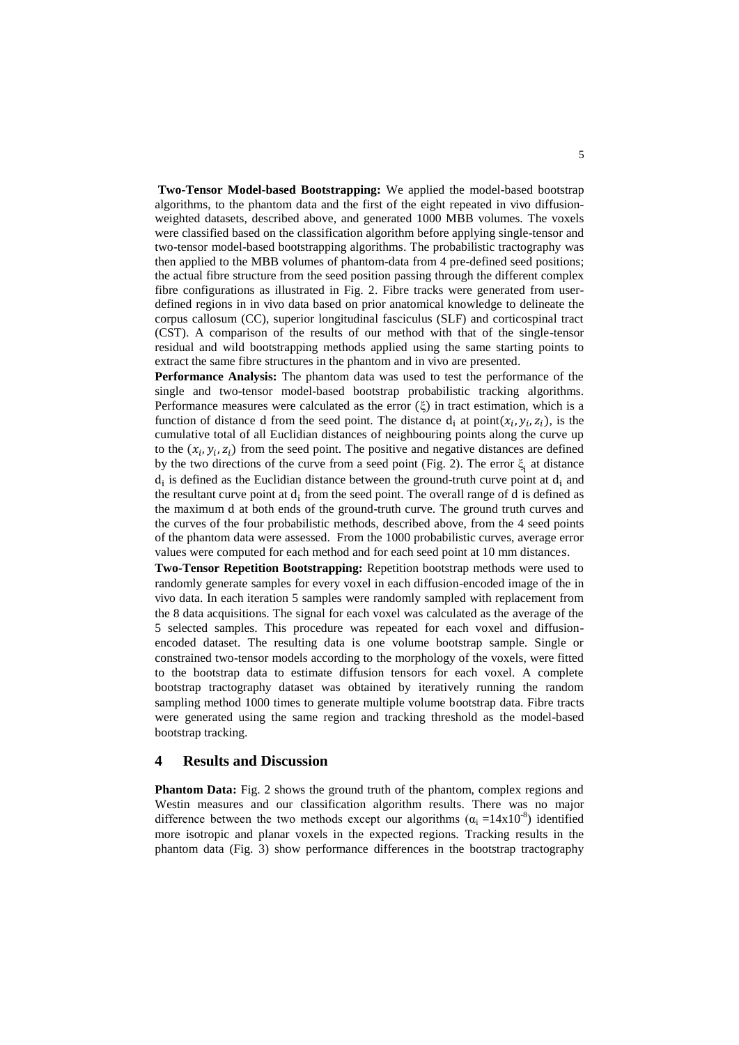**Two-Tensor Model-based Bootstrapping:** We applied the model-based bootstrap algorithms, to the phantom data and the first of the eight repeated in vivo diffusion-weighted datasets, described above, and generated 1000 MBB volumes. The voxels were classified based on the classification algorithm before applying single-tensor and two-tensor model-based bootstrapping algorithms. The probabilistic tractography was then applied to the MBB volumes of phantom-data from 4 pre-defined seed positions; the actual fibre structure from the seed position passing through the different complex fibre configurations as illustrated in Fig. 2. Fibre tracks were generated from user-defined regions in in vivo data based on prior anatomical knowledge to delineate the corpus callosum (CC), superior longitudinal fasciculus (SLF) and corticospinal tract (CST). A comparison of the results of our method with that of the single-tensor residual and wild bootstrapping methods applied using the same starting points to extract the same fibre structures in the phantom and in vivo are presented.

**Performance Analysis:** The phantom data was used to test the performance of the single and two-tensor model-based bootstrap probabilistic tracking algorithms. Performance measures were calculated as the error ($\xi$) in tract estimation, which is a function of distance d from the seed point. The distance $d_i$ at point$(x_i, y_i, z_i)$, is the cumulative total of all Euclidian distances of neighbouring points along the curve up to the $(x_i, y_i, z_i)$ from the seed point. The positive and negative distances are defined by the two directions of the curve from a seed point (Fig. 2). The error $\xi_i$ at distance $d_i$ is defined as the Euclidian distance between the ground-truth curve point at $d_i$ and the resultant curve point at $d_i$ from the seed point. The overall range of d is defined as the maximum d at both ends of the ground-truth curve. The ground truth curves and the curves of the four probabilistic methods, described above, from the 4 seed points of the phantom data were assessed. From the 1000 probabilistic curves, average error values were computed for each method and for each seed point at 10 mm distances.

**Two-Tensor Repetition Bootstrapping:** Repetition bootstrap methods were used to randomly generate samples for every voxel in each diffusion-encoded image of the in vivo data. In each iteration 5 samples were randomly sampled with replacement from the 8 data acquisitions. The signal for each voxel was calculated as the average of the 5 selected samples. This procedure was repeated for each voxel and diffusion-encoded dataset. The resulting data is one volume bootstrap sample. Single or constrained two-tensor models according to the morphology of the voxels, were fitted to the bootstrap data to estimate diffusion tensors for each voxel. A complete bootstrap tractography dataset was obtained by iteratively running the random sampling method 1000 times to generate multiple volume bootstrap data. Fibre tracts were generated using the same region and tracking threshold as the model-based bootstrap tracking.

## 4 Results and Discussion

**Phantom Data:** Fig. 2 shows the ground truth of the phantom, complex regions and Westin measures and our classification algorithm results. There was no major difference between the two methods except our algorithms ($\alpha_i = 14\text{x}10^{-8}$) identified more isotropic and planar voxels in the expected regions. Tracking results in the phantom data (Fig. 3) show performance differences in the bootstrap tractography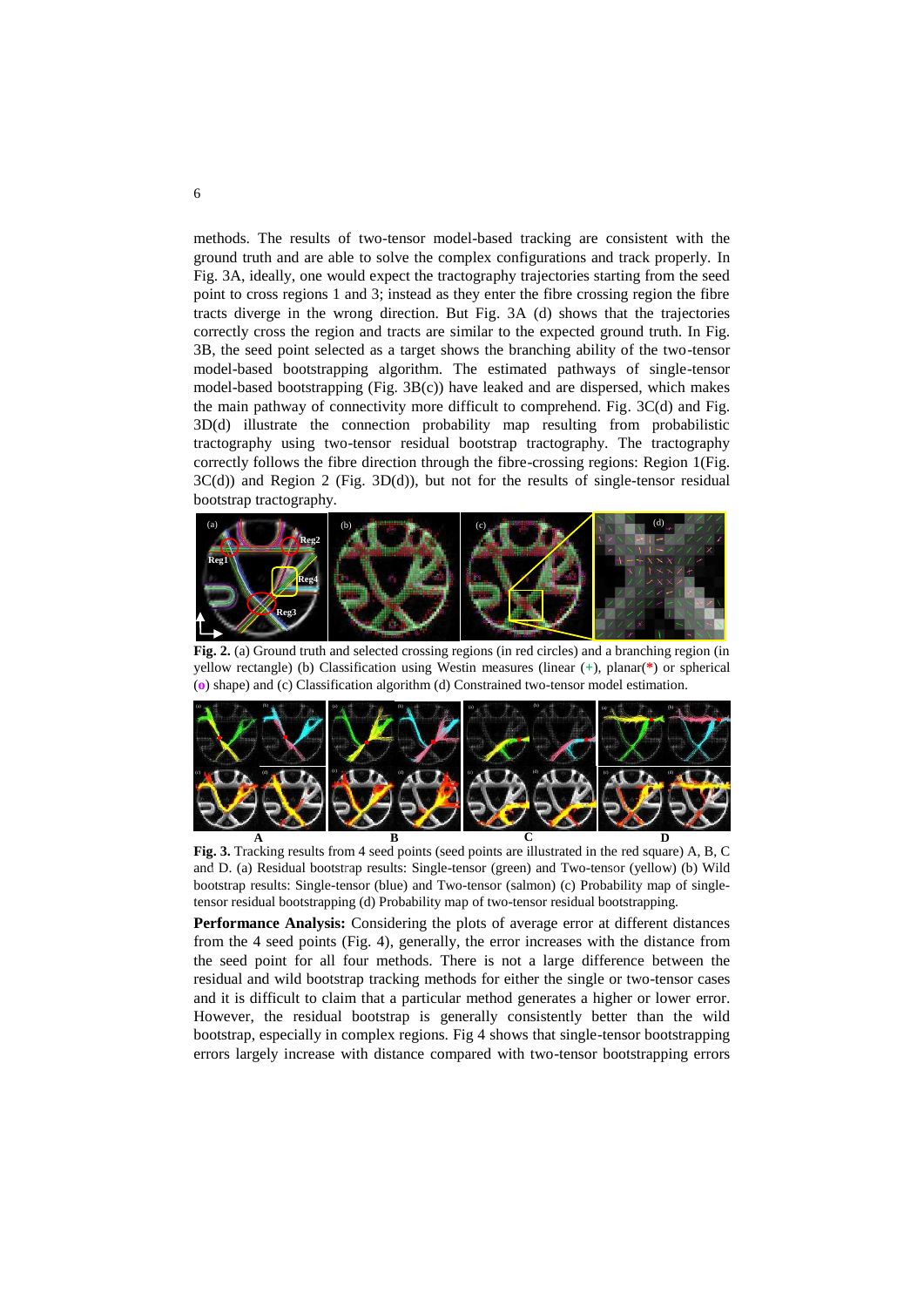methods. The results of two-tensor model-based tracking are consistent with the ground truth and are able to solve the complex configurations and track properly. In Fig. 3A, ideally, one would expect the tractography trajectories starting from the seed point to cross regions 1 and 3; instead as they enter the fibre crossing region the fibre tracts diverge in the wrong direction. But Fig. 3A (d) shows that the trajectories correctly cross the region and tracts are similar to the expected ground truth. In Fig. 3B, the seed point selected as a target shows the branching ability of the two-tensor model-based bootstrapping algorithm. The estimated pathways of single-tensor model-based bootstrapping (Fig. 3B(c)) have leaked and are dispersed, which makes the main pathway of connectivity more difficult to comprehend. Fig. 3C(d) and Fig. 3D(d) illustrate the connection probability map resulting from probabilistic tractography using two-tensor residual bootstrap tractography. The tractography correctly follows the fibre direction through the fibre-crossing regions: Region 1(Fig. 3C(d)) and Region 2 (Fig. 3D(d)), but not for the results of single-tensor residual bootstrap tractography.

**Fig. 2.** (a) Ground truth and selected crossing regions (in red circles) and a branching region (in yellow rectangle) (b) Classification using Westin measures (linear (+), planar(*) or spherical (o) shape) and (c) Classification algorithm (d) Constrained two-tensor model estimation.

**Fig. 3.** Tracking results from 4 seed points (seed points are illustrated in the red square) A, B, C and D. (a) Residual bootstrap results: Single-tensor (green) and Two-tensor (yellow) (b) Wild bootstrap results: Single-tensor (blue) and Two-tensor (salmon) (c) Probability map of single-tensor residual bootstrapping (d) Probability map of two-tensor residual bootstrapping.

**Performance Analysis:** Considering the plots of average error at different distances from the 4 seed points (Fig. 4), generally, the error increases with the distance from the seed point for all four methods. There is not a large difference between the residual and wild bootstrap tracking methods for either the single or two-tensor cases and it is difficult to claim that a particular method generates a higher or lower error. However, the residual bootstrap is generally consistently better than the wild bootstrap, especially in complex regions. Fig 4 shows that single-tensor bootstrapping errors largely increase with distance compared with two-tensor bootstrapping errors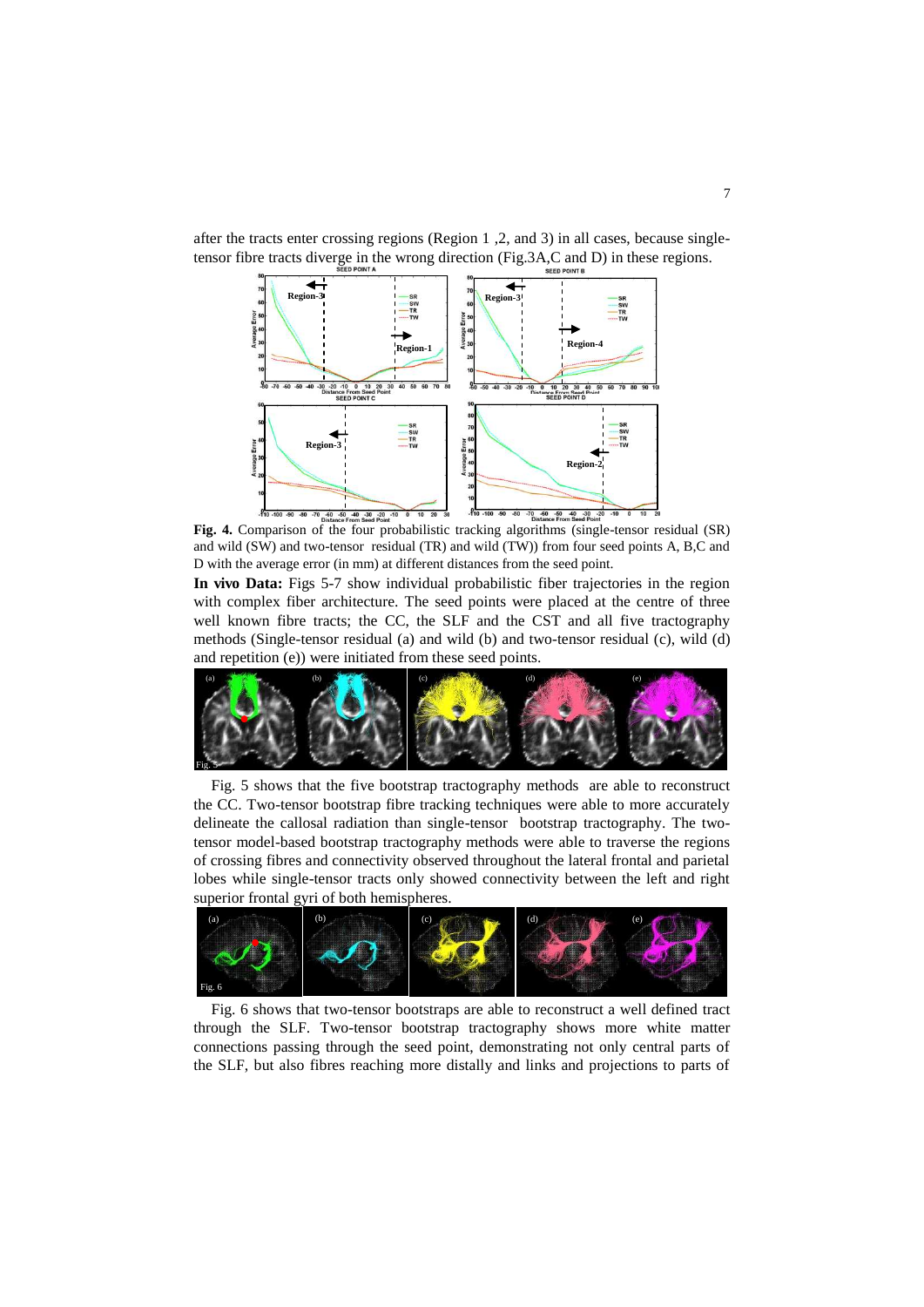after the tracts enter crossing regions (Region 1 ,2, and 3) in all cases, because single-tensor fibre tracts diverge in the wrong direction (Fig.3A,C and D) in these regions.

**Fig. 4.** Comparison of the four probabilistic tracking algorithms (single-tensor residual (SR) and wild (SW) and two-tensor residual (TR) and wild (TW)) from four seed points A, B,C and D with the average error (in mm) at different distances from the seed point.

**In vivo Data:** Figs 5-7 show individual probabilistic fiber trajectories in the region with complex fiber architecture. The seed points were placed at the centre of three well known fibre tracts; the CC, the SLF and the CST and all five tractography methods (Single-tensor residual (a) and wild (b) and two-tensor residual (c), wild (d) and repetition (e)) were initiated from these seed points.

Fig. 5

Fig. 5 shows that the five bootstrap tractography methods are able to reconstruct the CC. Two-tensor bootstrap fibre tracking techniques were able to more accurately delineate the callosal radiation than single-tensor bootstrap tractography. The two-tensor model-based bootstrap tractography methods were able to traverse the regions of crossing fibres and connectivity observed throughout the lateral frontal and parietal lobes while single-tensor tracts only showed connectivity between the left and right superior frontal gyri of both hemispheres.

Fig. 6

Fig. 6 shows that two-tensor bootstraps are able to reconstruct a well defined tract through the SLF. Two-tensor bootstrap tractography shows more white matter connections passing through the seed point, demonstrating not only central parts of the SLF, but also fibres reaching more distally and links and projections to parts of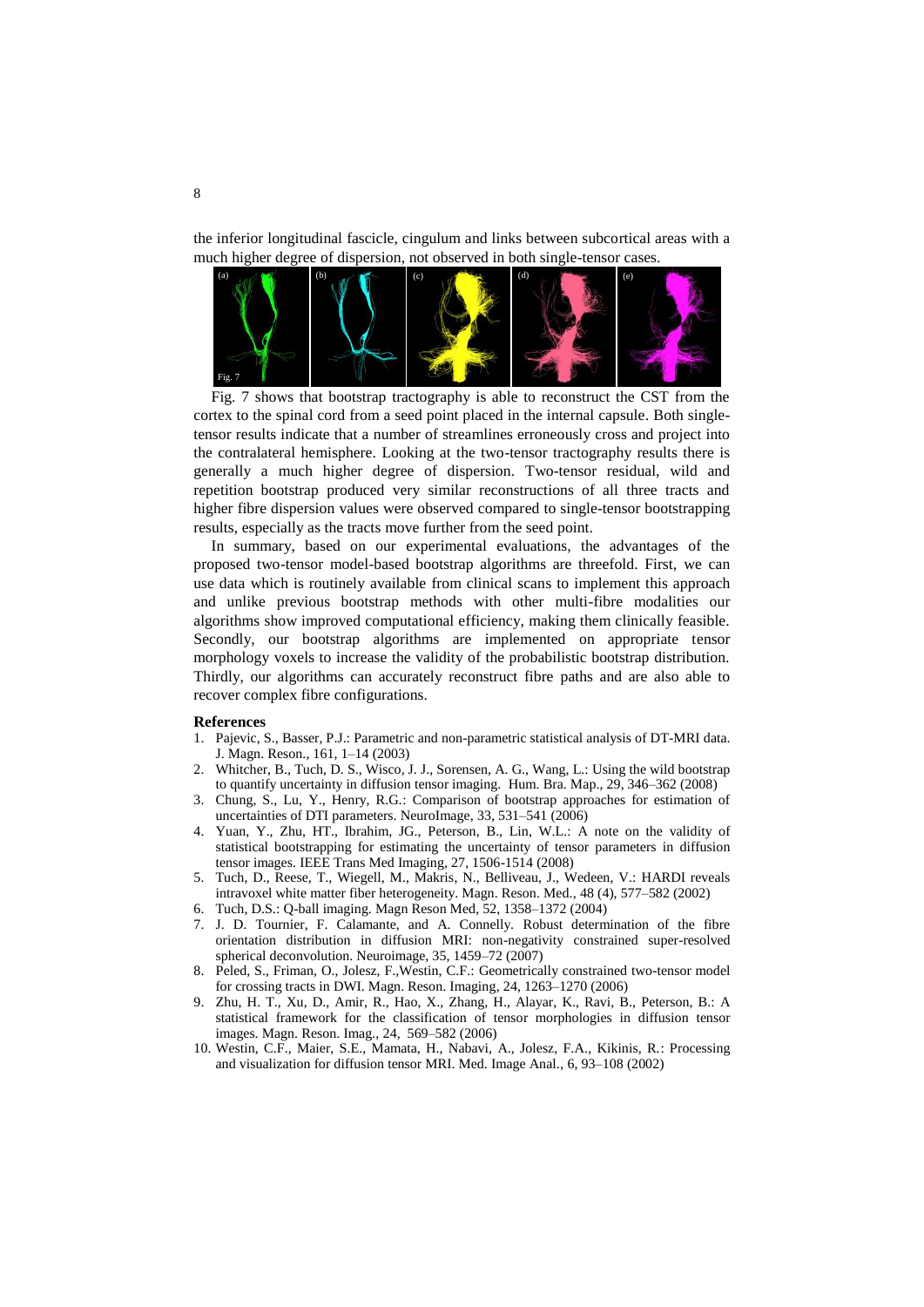the inferior longitudinal fascicle, cingulum and links between subcortical areas with a much higher degree of dispersion, not observed in both single-tensor cases.

(a) (b) (c) (d) (e)

Fig. 7

Fig. 7 shows that bootstrap tractography is able to reconstruct the CST from the cortex to the spinal cord from a seed point placed in the internal capsule. Both single-tensor results indicate that a number of streamlines erroneously cross and project into the contralateral hemisphere. Looking at the two-tensor tractography results there is generally a much higher degree of dispersion. Two-tensor residual, wild and repetition bootstrap produced very similar reconstructions of all three tracts and higher fibre dispersion values were observed compared to single-tensor bootstrapping results, especially as the tracts move further from the seed point.

In summary, based on our experimental evaluations, the advantages of the proposed two-tensor model-based bootstrap algorithms are threefold. First, we can use data which is routinely available from clinical scans to implement this approach and unlike previous bootstrap methods with other multi-fibre modalities our algorithms show improved computational efficiency, making them clinically feasible. Secondly, our bootstrap algorithms are implemented on appropriate tensor morphology voxels to increase the validity of the probabilistic bootstrap distribution. Thirdly, our algorithms can accurately reconstruct fibre paths and are also able to recover complex fibre configurations.

## References

1. Pajevic, S., Basser, P.J.: Parametric and non-parametric statistical analysis of DT-MRI data. J. Magn. Reson., 161, 1–14 (2003)
2. Whitcher, B., Tuch, D. S., Wisco, J. J., Sorensen, A. G., Wang, L.: Using the wild bootstrap to quantify uncertainty in diffusion tensor imaging. Hum. Bra. Map., 29, 346–362 (2008)
3. Chung, S., Lu, Y., Henry, R.G.: Comparison of bootstrap approaches for estimation of uncertainties of DTI parameters. NeuroImage, 33, 531–541 (2006)
4. Yuan, Y., Zhu, HT., Ibrahim, JG., Peterson, B., Lin, W.L.: A note on the validity of statistical bootstrapping for estimating the uncertainty of tensor parameters in diffusion tensor images. IEEE Trans Med Imaging, 27, 1506-1514 (2008)
5. Tuch, D., Reese, T., Wiegell, M., Makris, N., Belliveau, J., Wedeen, V.: HARDI reveals intravoxel white matter fiber heterogeneity. Magn. Reson. Med., 48 (4), 577–582 (2002)
6. Tuch, D.S.: Q-ball imaging. Magn Reson Med, 52, 1358–1372 (2004)
7. J. D. Tournier, F. Calamante, and A. Connelly. Robust determination of the fibre orientation distribution in diffusion MRI: non-negativity constrained super-resolved spherical deconvolution. Neuroimage, 35, 1459–72 (2007)
8. Peled, S., Friman, O., Jolesz, F.,Westin, C.F.: Geometrically constrained two-tensor model for crossing tracts in DWI. Magn. Reson. Imaging, 24, 1263–1270 (2006)
9. Zhu, H. T., Xu, D., Amir, R., Hao, X., Zhang, H., Alayar, K., Ravi, B., Peterson, B.: A statistical framework for the classification of tensor morphologies in diffusion tensor images. Magn. Reson. Imag., 24, 569–582 (2006)
10. Westin, C.F., Maier, S.E., Mamata, H., Nabavi, A., Jolesz, F.A., Kikinis, R.: Processing and visualization for diffusion tensor MRI. Med. Image Anal., 6, 93–108 (2002)